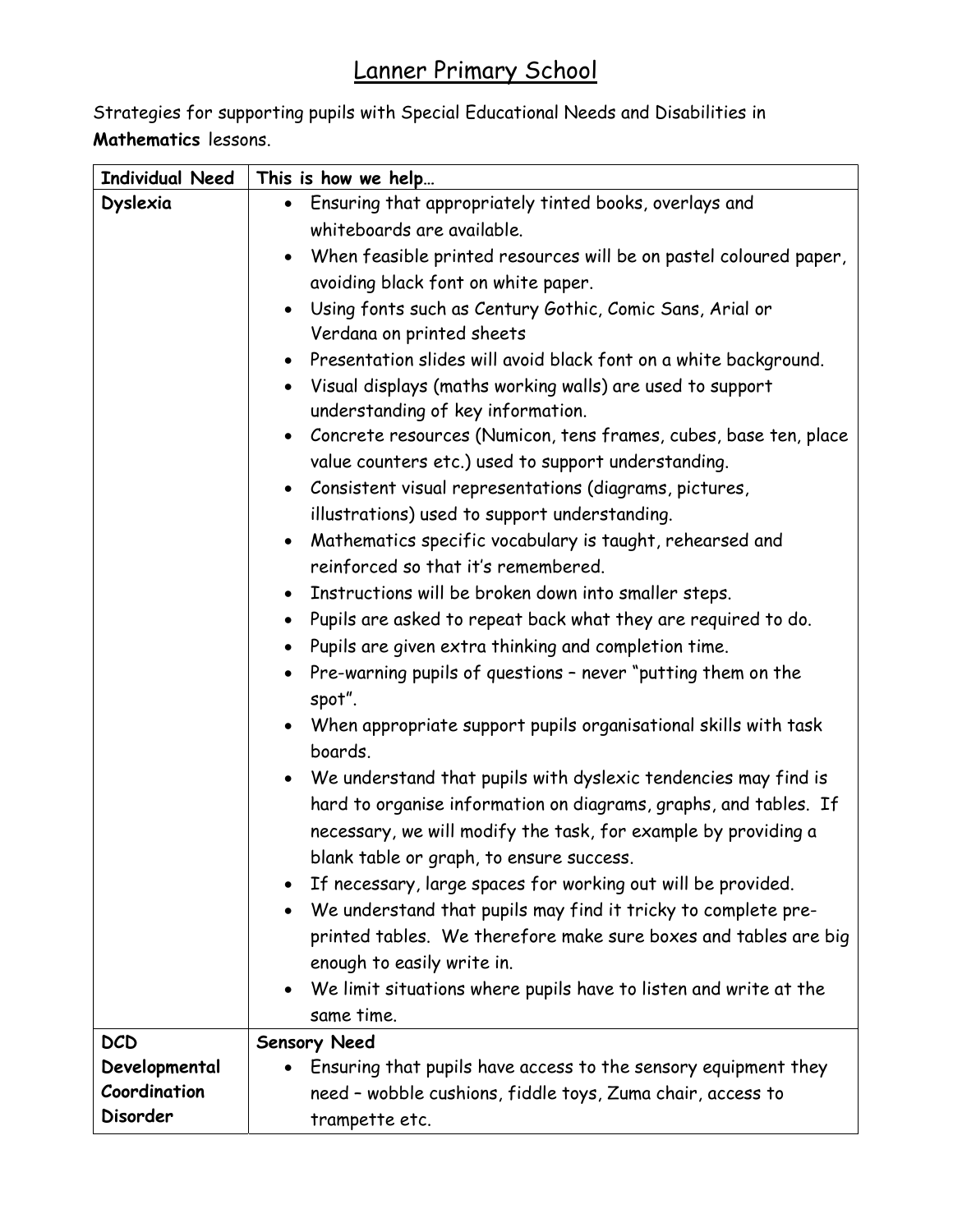# Lanner Primary School

Strategies for supporting pupils with Special Educational Needs and Disabilities in **Mathematics** lessons.

| Individual Need | This is how we help… |
|---|---|
| **Dyslexia** | • Ensuring that appropriately tinted books, overlays and whiteboards are available.<br>• When feasible printed resources will be on pastel coloured paper, avoiding black font on white paper.<br>• Using fonts such as Century Gothic, Comic Sans, Arial or Verdana on printed sheets<br>• Presentation slides will avoid black font on a white background.<br>• Visual displays (maths working walls) are used to support understanding of key information.<br>• Concrete resources (Numicon, tens frames, cubes, base ten, place value counters etc.) used to support understanding.<br>• Consistent visual representations (diagrams, pictures, illustrations) used to support understanding.<br>• Mathematics specific vocabulary is taught, rehearsed and reinforced so that it's remembered.<br>• Instructions will be broken down into smaller steps.<br>• Pupils are asked to repeat back what they are required to do.<br>• Pupils are given extra thinking and completion time.<br>• Pre-warning pupils of questions – never "putting them on the spot".<br>• When appropriate support pupils organisational skills with task boards.<br>• We understand that pupils with dyslexic tendencies may find is hard to organise information on diagrams, graphs, and tables. If necessary, we will modify the task, for example by providing a blank table or graph, to ensure success.<br>• If necessary, large spaces for working out will be provided.<br>• We understand that pupils may find it tricky to complete pre-printed tables. We therefore make sure boxes and tables are big enough to easily write in.<br>• We limit situations where pupils have to listen and write at the same time. |
| **DCD Developmental Coordination Disorder** | **Sensory Need**<br>• Ensuring that pupils have access to the sensory equipment they need – wobble cushions, fiddle toys, Zuma chair, access to trampette etc. |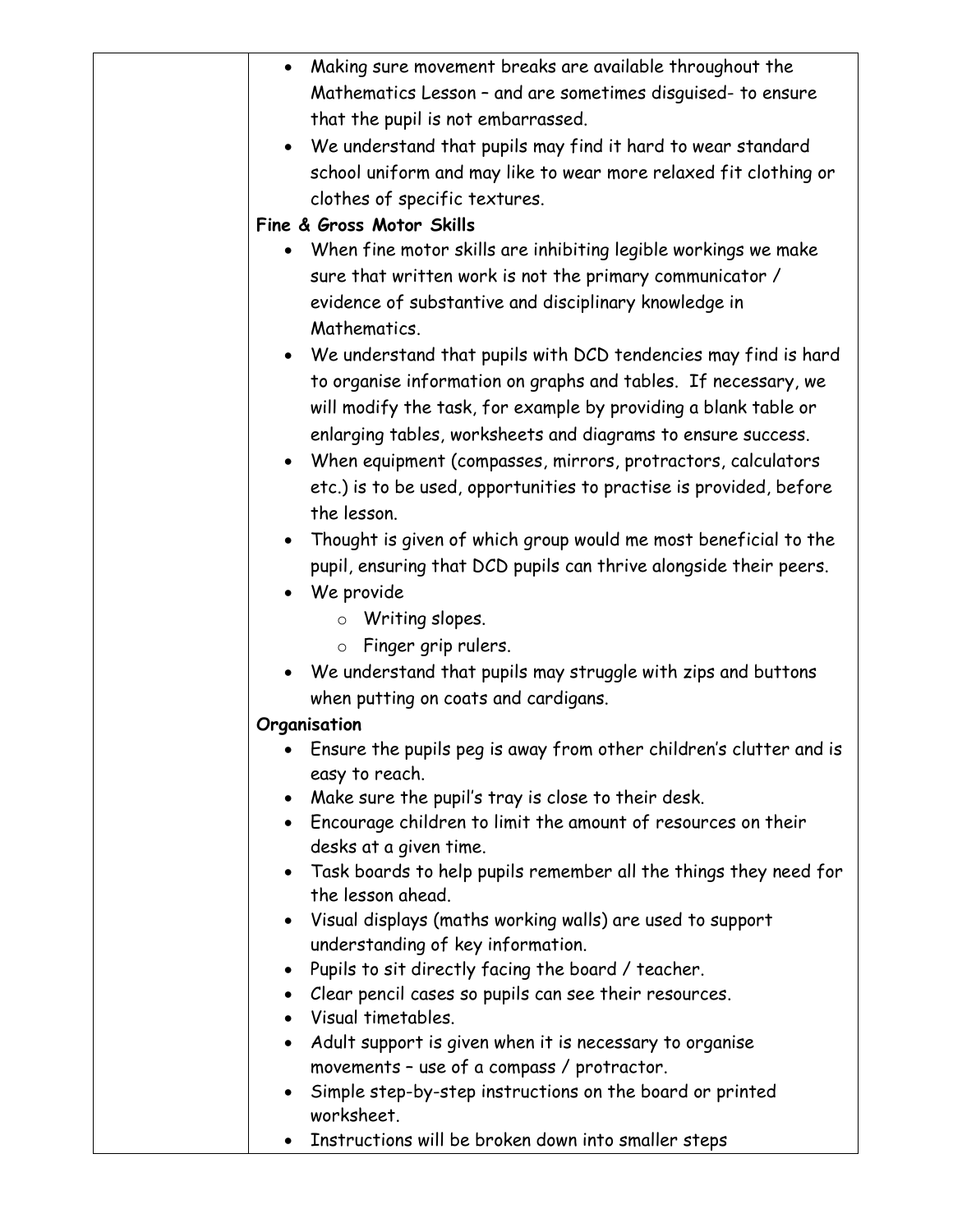| | |
|---|---|
| | • Making sure movement breaks are available throughout the Mathematics Lesson – and are sometimes disguised- to ensure that the pupil is not embarrassed.<br>• We understand that pupils may find it hard to wear standard school uniform and may like to wear more relaxed fit clothing or clothes of specific textures.<br>**Fine & Gross Motor Skills**<br>• When fine motor skills are inhibiting legible workings we make sure that written work is not the primary communicator / evidence of substantive and disciplinary knowledge in Mathematics.<br>• We understand that pupils with DCD tendencies may find is hard to organise information on graphs and tables. If necessary, we will modify the task, for example by providing a blank table or enlarging tables, worksheets and diagrams to ensure success.<br>• When equipment (compasses, mirrors, protractors, calculators etc.) is to be used, opportunities to practise is provided, before the lesson.<br>• Thought is given of which group would me most beneficial to the pupil, ensuring that DCD pupils can thrive alongside their peers.<br>• We provide<br>&nbsp;&nbsp;&nbsp;&nbsp;○ Writing slopes.<br>&nbsp;&nbsp;&nbsp;&nbsp;○ Finger grip rulers.<br>• We understand that pupils may struggle with zips and buttons when putting on coats and cardigans.<br>**Organisation**<br>• Ensure the pupils peg is away from other children's clutter and is easy to reach.<br>• Make sure the pupil's tray is close to their desk.<br>• Encourage children to limit the amount of resources on their desks at a given time.<br>• Task boards to help pupils remember all the things they need for the lesson ahead.<br>• Visual displays (maths working walls) are used to support understanding of key information.<br>• Pupils to sit directly facing the board / teacher.<br>• Clear pencil cases so pupils can see their resources.<br>• Visual timetables.<br>• Adult support is given when it is necessary to organise movements – use of a compass / protractor.<br>• Simple step-by-step instructions on the board or printed worksheet.<br>• Instructions will be broken down into smaller steps |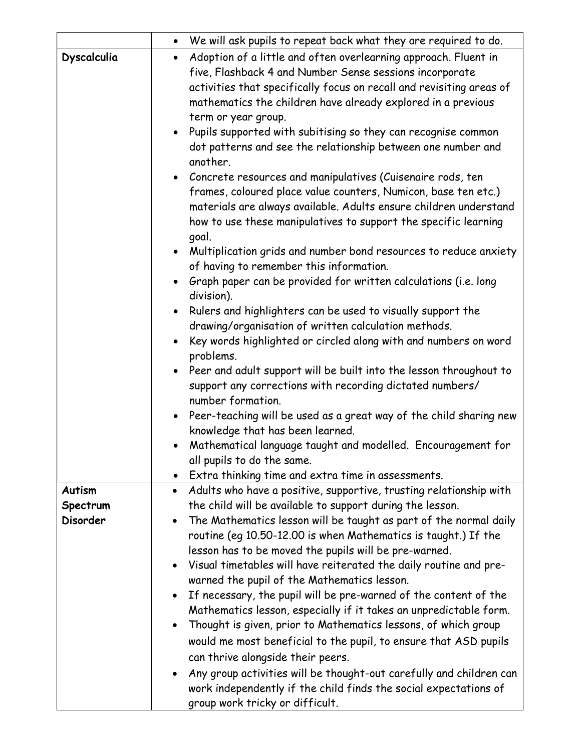| | |
|---|---|
| | • We will ask pupils to repeat back what they are required to do. |
| **Dyscalculia** | • Adoption of a little and often overlearning approach. Fluent in five, Flashback 4 and Number Sense sessions incorporate activities that specifically focus on recall and revisiting areas of mathematics the children have already explored in a previous term or year group.<br>• Pupils supported with subitising so they can recognise common dot patterns and see the relationship between one number and another.<br>• Concrete resources and manipulatives (Cuisenaire rods, ten frames, coloured place value counters, Numicon, base ten etc.) materials are always available. Adults ensure children understand how to use these manipulatives to support the specific learning goal.<br>• Multiplication grids and number bond resources to reduce anxiety of having to remember this information.<br>• Graph paper can be provided for written calculations (i.e. long division).<br>• Rulers and highlighters can be used to visually support the drawing/organisation of written calculation methods.<br>• Key words highlighted or circled along with and numbers on word problems.<br>• Peer and adult support will be built into the lesson throughout to support any corrections with recording dictated numbers/ number formation.<br>• Peer-teaching will be used as a great way of the child sharing new knowledge that has been learned.<br>• Mathematical language taught and modelled. Encouragement for all pupils to do the same.<br>• Extra thinking time and extra time in assessments. |
| **Autism Spectrum Disorder** | • Adults who have a positive, supportive, trusting relationship with the child will be available to support during the lesson.<br>• The Mathematics lesson will be taught as part of the normal daily routine (eg 10.50-12.00 is when Mathematics is taught.) If the lesson has to be moved the pupils will be pre-warned.<br>• Visual timetables will have reiterated the daily routine and pre-warned the pupil of the Mathematics lesson.<br>• If necessary, the pupil will be pre-warned of the content of the Mathematics lesson, especially if it takes an unpredictable form.<br>• Thought is given, prior to Mathematics lessons, of which group would me most beneficial to the pupil, to ensure that ASD pupils can thrive alongside their peers.<br>• Any group activities will be thought-out carefully and children can work independently if the child finds the social expectations of group work tricky or difficult. |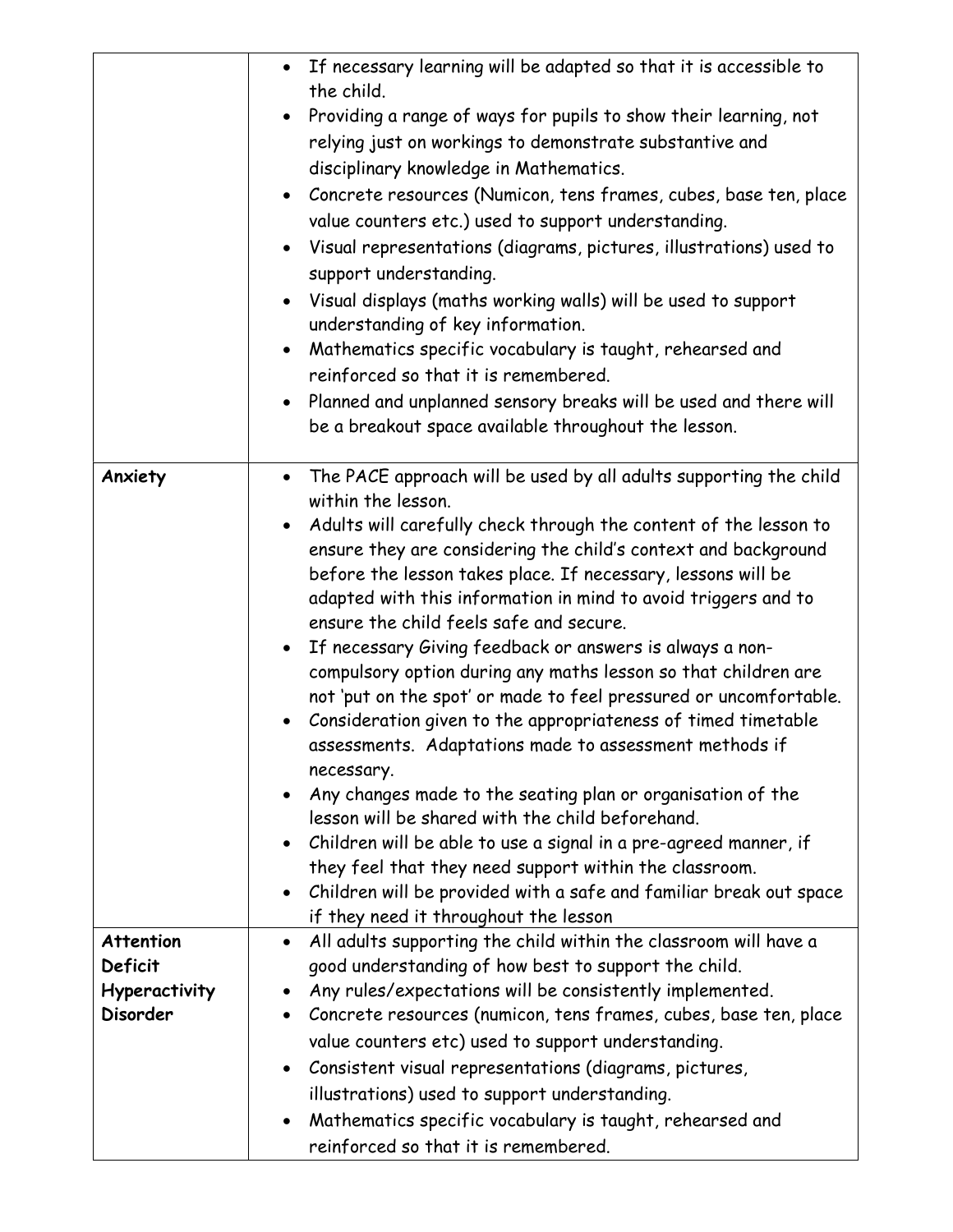| | |
|---|---|
| | • If necessary learning will be adapted so that it is accessible to the child.<br>• Providing a range of ways for pupils to show their learning, not relying just on workings to demonstrate substantive and disciplinary knowledge in Mathematics.<br>• Concrete resources (Numicon, tens frames, cubes, base ten, place value counters etc.) used to support understanding.<br>• Visual representations (diagrams, pictures, illustrations) used to support understanding.<br>• Visual displays (maths working walls) will be used to support understanding of key information.<br>• Mathematics specific vocabulary is taught, rehearsed and reinforced so that it is remembered.<br>• Planned and unplanned sensory breaks will be used and there will be a breakout space available throughout the lesson. |
| **Anxiety** | • The PACE approach will be used by all adults supporting the child within the lesson.<br>• Adults will carefully check through the content of the lesson to ensure they are considering the child's context and background before the lesson takes place. If necessary, lessons will be adapted with this information in mind to avoid triggers and to ensure the child feels safe and secure.<br>• If necessary Giving feedback or answers is always a non-compulsory option during any maths lesson so that children are not 'put on the spot' or made to feel pressured or uncomfortable.<br>• Consideration given to the appropriateness of timed timetable assessments. Adaptations made to assessment methods if necessary.<br>• Any changes made to the seating plan or organisation of the lesson will be shared with the child beforehand.<br>• Children will be able to use a signal in a pre-agreed manner, if they feel that they need support within the classroom.<br>• Children will be provided with a safe and familiar break out space if they need it throughout the lesson |
| **Attention Deficit Hyperactivity Disorder** | • All adults supporting the child within the classroom will have a good understanding of how best to support the child.<br>• Any rules/expectations will be consistently implemented.<br>• Concrete resources (numicon, tens frames, cubes, base ten, place value counters etc) used to support understanding.<br>• Consistent visual representations (diagrams, pictures, illustrations) used to support understanding.<br>• Mathematics specific vocabulary is taught, rehearsed and reinforced so that it is remembered. |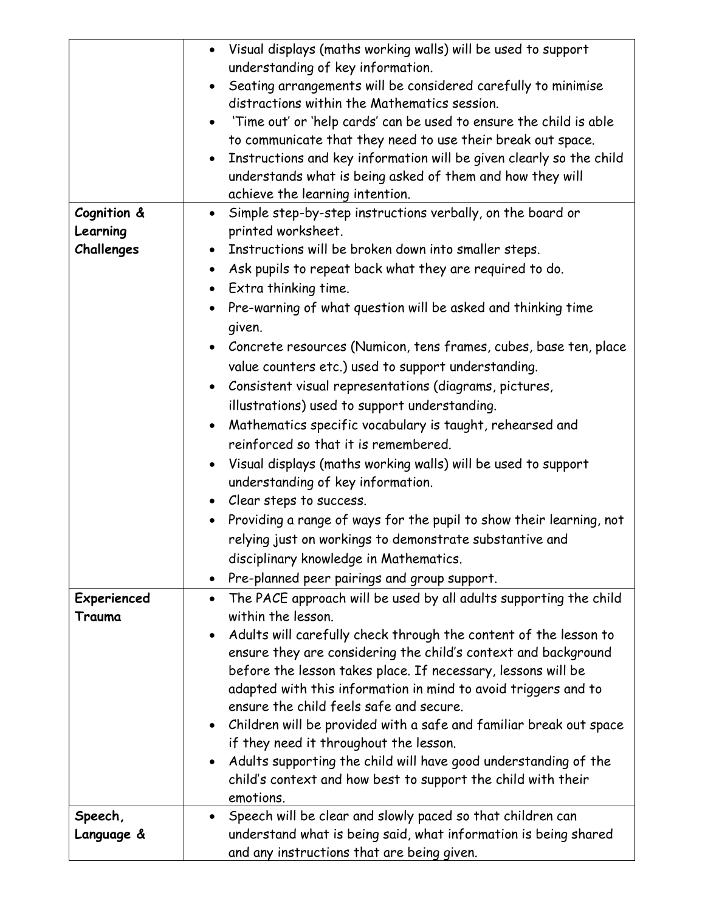| | |
|---|---|
| | • Visual displays (maths working walls) will be used to support understanding of key information.<br>• Seating arrangements will be considered carefully to minimise distractions within the Mathematics session.<br>• 'Time out' or 'help cards' can be used to ensure the child is able to communicate that they need to use their break out space.<br>• Instructions and key information will be given clearly so the child understands what is being asked of them and how they will achieve the learning intention. |
| **Cognition & Learning Challenges** | • Simple step-by-step instructions verbally, on the board or printed worksheet.<br>• Instructions will be broken down into smaller steps.<br>• Ask pupils to repeat back what they are required to do.<br>• Extra thinking time.<br>• Pre-warning of what question will be asked and thinking time given.<br>• Concrete resources (Numicon, tens frames, cubes, base ten, place value counters etc.) used to support understanding.<br>• Consistent visual representations (diagrams, pictures, illustrations) used to support understanding.<br>• Mathematics specific vocabulary is taught, rehearsed and reinforced so that it is remembered.<br>• Visual displays (maths working walls) will be used to support understanding of key information.<br>• Clear steps to success.<br>• Providing a range of ways for the pupil to show their learning, not relying just on workings to demonstrate substantive and disciplinary knowledge in Mathematics.<br>• Pre-planned peer pairings and group support. |
| **Experienced Trauma** | • The PACE approach will be used by all adults supporting the child within the lesson.<br>• Adults will carefully check through the content of the lesson to ensure they are considering the child's context and background before the lesson takes place. If necessary, lessons will be adapted with this information in mind to avoid triggers and to ensure the child feels safe and secure.<br>• Children will be provided with a safe and familiar break out space if they need it throughout the lesson.<br>• Adults supporting the child will have good understanding of the child's context and how best to support the child with their emotions. |
| **Speech, Language &** | • Speech will be clear and slowly paced so that children can understand what is being said, what information is being shared and any instructions that are being given. |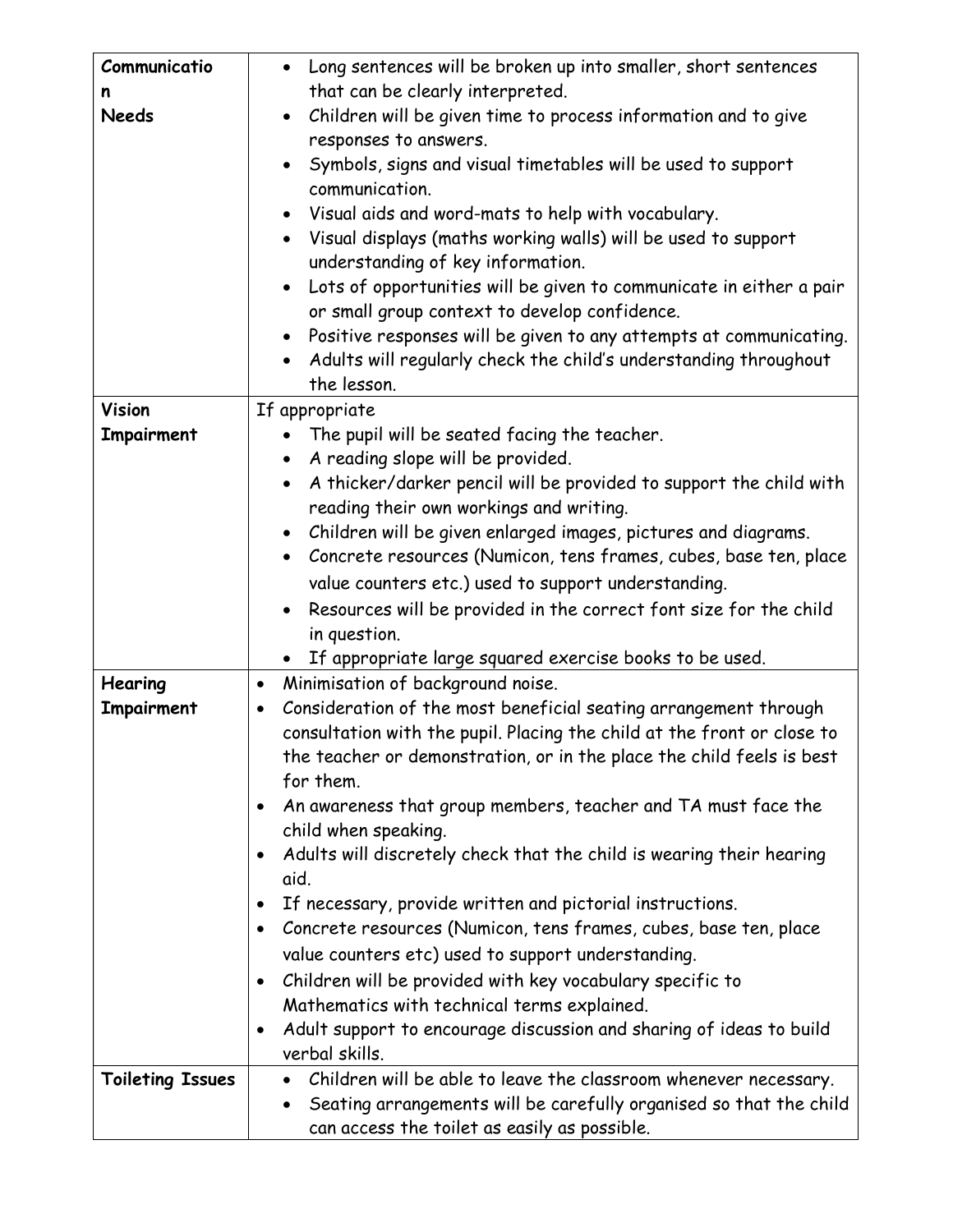| | |
|---|---|
| **Communication Needs** | • Long sentences will be broken up into smaller, short sentences that can be clearly interpreted.<br>• Children will be given time to process information and to give responses to answers.<br>• Symbols, signs and visual timetables will be used to support communication.<br>• Visual aids and word-mats to help with vocabulary.<br>• Visual displays (maths working walls) will be used to support understanding of key information.<br>• Lots of opportunities will be given to communicate in either a pair or small group context to develop confidence.<br>• Positive responses will be given to any attempts at communicating.<br>• Adults will regularly check the child's understanding throughout the lesson. |
| **Vision Impairment** | If appropriate<br>• The pupil will be seated facing the teacher.<br>• A reading slope will be provided.<br>• A thicker/darker pencil will be provided to support the child with reading their own workings and writing.<br>• Children will be given enlarged images, pictures and diagrams.<br>• Concrete resources (Numicon, tens frames, cubes, base ten, place value counters etc.) used to support understanding.<br>• Resources will be provided in the correct font size for the child in question.<br>• If appropriate large squared exercise books to be used. |
| **Hearing Impairment** | • Minimisation of background noise.<br>• Consideration of the most beneficial seating arrangement through consultation with the pupil. Placing the child at the front or close to the teacher or demonstration, or in the place the child feels is best for them.<br>• An awareness that group members, teacher and TA must face the child when speaking.<br>• Adults will discretely check that the child is wearing their hearing aid.<br>• If necessary, provide written and pictorial instructions.<br>• Concrete resources (Numicon, tens frames, cubes, base ten, place value counters etc) used to support understanding.<br>• Children will be provided with key vocabulary specific to Mathematics with technical terms explained.<br>• Adult support to encourage discussion and sharing of ideas to build verbal skills. |
| **Toileting Issues** | • Children will be able to leave the classroom whenever necessary.<br>• Seating arrangements will be carefully organised so that the child can access the toilet as easily as possible. |